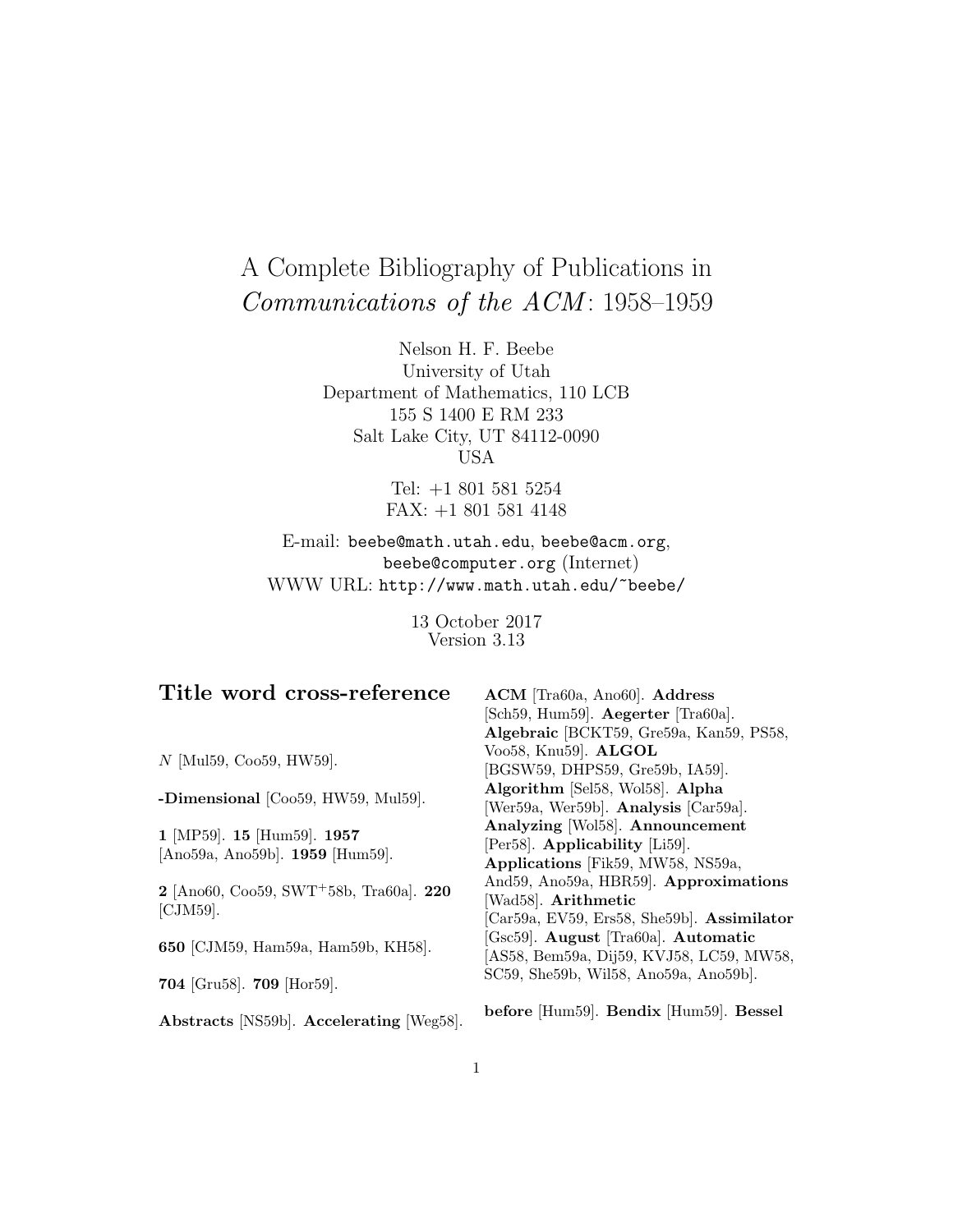# A Complete Bibliography of Publications in *Communications of the ACM*: 1958–1959

Nelson H. F. Beebe
University of Utah
Department of Mathematics, 110 LCB
155 S 1400 E RM 233
Salt Lake City, UT 84112-0090
USA

Tel: +1 801 581 5254
FAX: +1 801 581 4148

E-mail: `beebe@math.utah.edu`, `beebe@acm.org`, `beebe@computer.org` (Internet)
WWW URL: `http://www.math.utah.edu/~beebe/`

13 October 2017
Version 3.13

## Title word cross-reference

$N$ [Mul59, Coo59, HW59].

**-Dimensional** [Coo59, HW59, Mul59].

**1** [MP59]. **15** [Hum59]. **1957** [Ano59a, Ano59b]. **1959** [Hum59].

**2** [Ano60, Coo59, SWT+58b, Tra60a]. **220** [CJM59].

**650** [CJM59, Ham59a, Ham59b, KH58].

**704** [Gru58]. **709** [Hor59].

**Abstracts** [NS59b]. **Accelerating** [Weg58]. **ACM** [Tra60a, Ano60]. **Address** [Sch59, Hum59]. **Aegerter** [Tra60a]. **Algebraic** [BCKT59, Gre59a, Kan59, PS58, Voo58, Knu59]. **ALGOL** [BGSW59, DHPS59, Gre59b, IA59]. **Algorithm** [Sel58, Wol58]. **Alpha** [Wer59a, Wer59b]. **Analysis** [Car59a]. **Analyzing** [Wol58]. **Announcement** [Per58]. **Applicability** [Li59]. **Applications** [Fik59, MW58, NS59a, And59, Ano59a, HBR59]. **Approximations** [Wad58]. **Arithmetic** [Car59a, EV59, Ers58, She59b]. **Assimilator** [Gsc59]. **August** [Tra60a]. **Automatic** [AS58, Bem59a, Dij59, KVJ58, LC59, MW58, SC59, She59b, Wil58, Ano59a, Ano59b].

**before** [Hum59]. **Bendix** [Hum59]. **Bessel**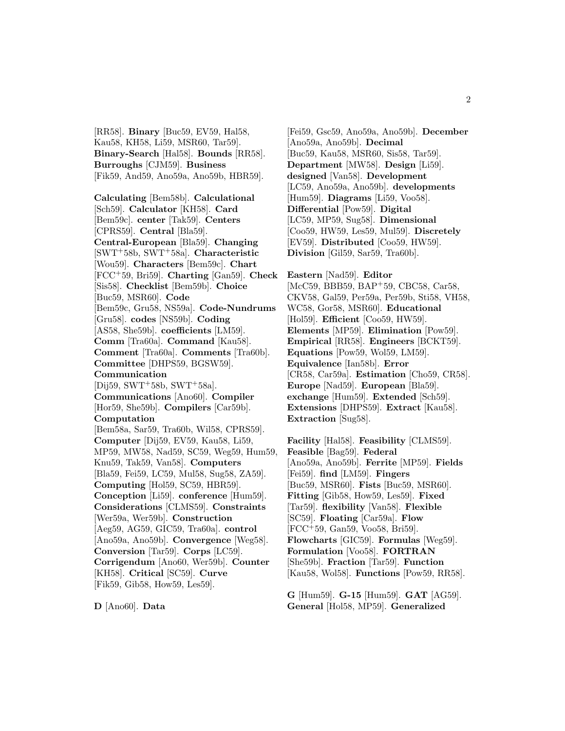[RR58]. **Binary** [Buc59, EV59, Hal58, Kau58, KH58, Li59, MSR60, Tar59]. **Binary-Search** [Hal58]. **Bounds** [RR58]. **Burroughs** [CJM59]. **Business** [Fik59, And59, Ano59a, Ano59b, HBR59].

**Calculating** [Bem58b]. **Calculational** [Sch59]. **Calculator** [KH58]. **Card** [Bem59c]. **center** [Tak59]. **Centers** [CPRS59]. **Central** [Bla59]. **Central-European** [Bla59]. **Changing** [SWT+58b, SWT+58a]. **Characteristic** [Wou59]. **Characters** [Bem59c]. **Chart** [FCC+59, Bri59]. **Charting** [Gan59]. **Check** [Sis58]. **Checklist** [Bem59b]. **Choice** [Buc59, MSR60]. **Code** [Bem59c, Gru58, NS59a]. **Code-Nundrums** [Gru58]. **codes** [NS59b]. **Coding** [AS58, She59b]. **coefficients** [LM59]. **Comm** [Tra60a]. **Command** [Kau58]. **Comment** [Tra60a]. **Comments** [Tra60b]. **Committee** [DHPS59, BGSW59]. **Communication** [Dij59, SWT+58b, SWT+58a]. **Communications** [Ano60]. **Compiler** [Hor59, She59b]. **Compilers** [Car59b]. **Computation** [Bem58a, Sar59, Tra60b, Wil58, CPRS59]. **Computer** [Dij59, EV59, Kau58, Li59, MP59, MW58, Nad59, SC59, Weg59, Hum59, Knu59, Tak59, Van58]. **Computers** [Bla59, Fei59, LC59, Mul58, Sug58, ZA59]. **Computing** [Hol59, SC59, HBR59]. **Conception** [Li59]. **conference** [Hum59]. **Considerations** [CLMS59]. **Constraints** [Wer59a, Wer59b]. **Construction** [Aeg59, AG59, GIC59, Tra60a]. **control** [Ano59a, Ano59b]. **Convergence** [Weg58]. **Conversion** [Tar59]. **Corps** [LC59]. **Corrigendum** [Ano60, Wer59b]. **Counter** [KH58]. **Critical** [SC59]. **Curve** [Fik59, Gib58, How59, Les59].

**D** [Ano60]. **Data** [Fei59, Gsc59, Ano59a, Ano59b]. **December** [Ano59a, Ano59b]. **Decimal** [Buc59, Kau58, MSR60, Sis58, Tar59]. **Department** [MW58]. **Design** [Li59]. **designed** [Van58]. **Development** [LC59, Ano59a, Ano59b]. **developments** [Hum59]. **Diagrams** [Li59, Voo58]. **Differential** [Pow59]. **Digital** [LC59, MP59, Sug58]. **Dimensional** [Coo59, HW59, Les59, Mul59]. **Discretely** [EV59]. **Distributed** [Coo59, HW59]. **Division** [Gil59, Sar59, Tra60b].

**Eastern** [Nad59]. **Editor** [McC59, BBB59, BAP+59, CBC58, Car58, CKV58, Gal59, Per59a, Per59b, Sti58, VH58, WC58, Gor58, MSR60]. **Educational** [Hol59]. **Efficient** [Coo59, HW59]. **Elements** [MP59]. **Elimination** [Pow59]. **Empirical** [RR58]. **Engineers** [BCKT59]. **Equations** [Pow59, Wol59, LM59]. **Equivalence** [Ian58b]. **Error** [CR58, Car59a]. **Estimation** [Cho59, CR58]. **Europe** [Nad59]. **European** [Bla59]. **exchange** [Hum59]. **Extended** [Sch59]. **Extensions** [DHPS59]. **Extract** [Kau58]. **Extraction** [Sug58].

**Facility** [Hal58]. **Feasibility** [CLMS59]. **Feasible** [Bag59]. **Federal** [Ano59a, Ano59b]. **Ferrite** [MP59]. **Fields** [Fei59]. **find** [LM59]. **Fingers** [Buc59, MSR60]. **Fists** [Buc59, MSR60]. **Fitting** [Gib58, How59, Les59]. **Fixed** [Tar59]. **flexibility** [Van58]. **Flexible** [SC59]. **Floating** [Car59a]. **Flow** [FCC+59, Gan59, Voo58, Bri59]. **Flowcharts** [GIC59]. **Formulas** [Weg59]. **Formulation** [Voo58]. **FORTRAN** [She59b]. **Fraction** [Tar59]. **Function** [Kau58, Wol58]. **Functions** [Pow59, RR58].

**G** [Hum59]. **G-15** [Hum59]. **GAT** [AG59]. **General** [Hol58, MP59]. **Generalized**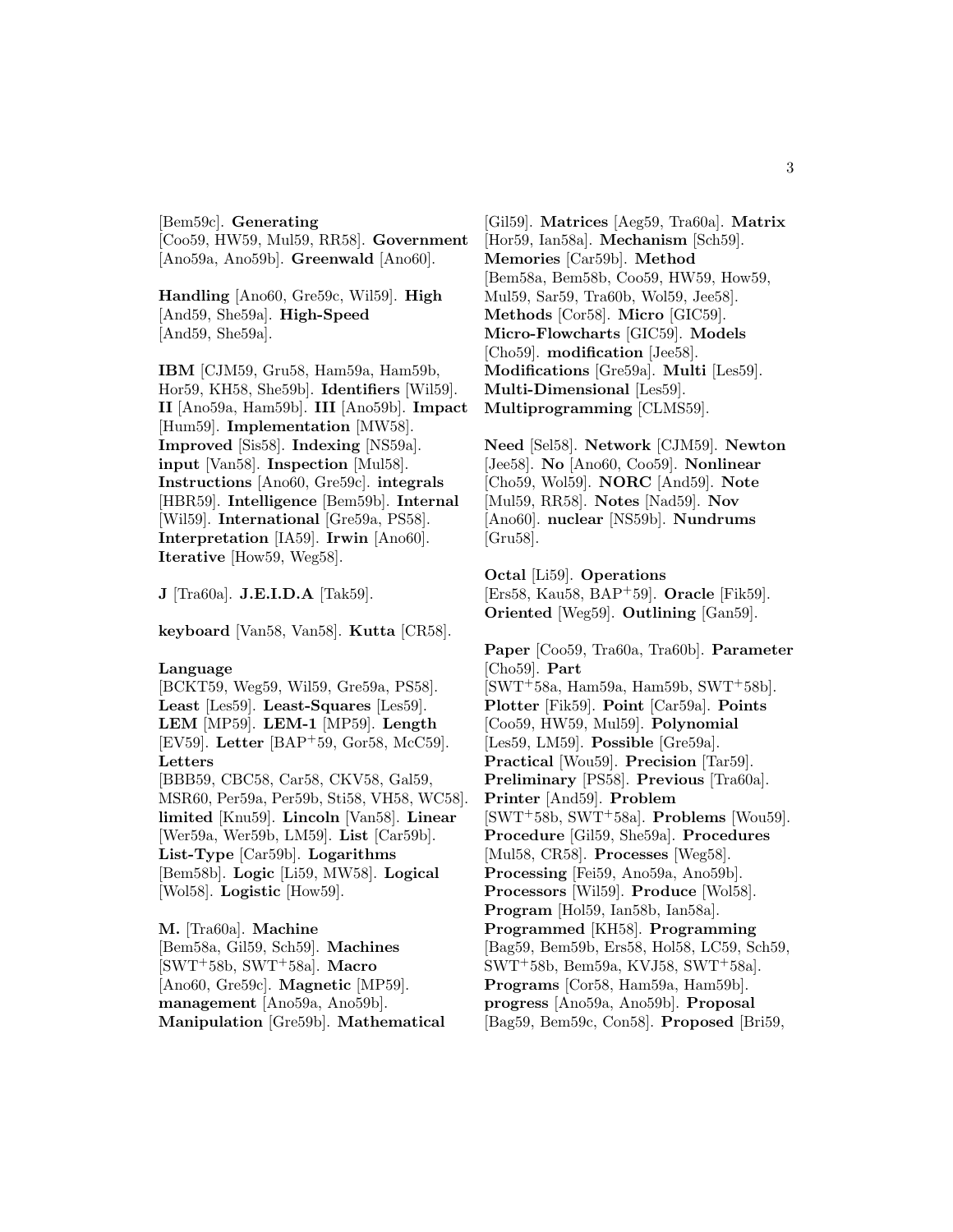[Bem59c]. **Generating** [Coo59, HW59, Mul59, RR58]. **Government** [Ano59a, Ano59b]. **Greenwald** [Ano60].

**Handling** [Ano60, Gre59c, Wil59]. **High** [And59, She59a]. **High-Speed** [And59, She59a].

**IBM** [CJM59, Gru58, Ham59a, Ham59b, Hor59, KH58, She59b]. **Identifiers** [Wil59]. **II** [Ano59a, Ham59b]. **III** [Ano59b]. **Impact** [Hum59]. **Implementation** [MW58]. **Improved** [Sis58]. **Indexing** [NS59a]. **input** [Van58]. **Inspection** [Mul58]. **Instructions** [Ano60, Gre59c]. **integrals** [HBR59]. **Intelligence** [Bem59b]. **Internal** [Wil59]. **International** [Gre59a, PS58]. **Interpretation** [IA59]. **Irwin** [Ano60]. **Iterative** [How59, Weg58].

**J** [Tra60a]. **J.E.I.D.A** [Tak59].

**keyboard** [Van58, Van58]. **Kutta** [CR58].

**Language** [BCKT59, Weg59, Wil59, Gre59a, PS58]. **Least** [Les59]. **Least-Squares** [Les59]. **LEM** [MP59]. **LEM-1** [MP59]. **Length** [EV59]. **Letter** [BAP+59, Gor58, McC59]. **Letters** [BBB59, CBC58, Car58, CKV58, Gal59, MSR60, Per59a, Per59b, Sti58, VH58, WC58]. **limited** [Knu59]. **Lincoln** [Van58]. **Linear** [Wer59a, Wer59b, LM59]. **List** [Car59b]. **List-Type** [Car59b]. **Logarithms** [Bem58b]. **Logic** [Li59, MW58]. **Logical** [Wol58]. **Logistic** [How59].

**M.** [Tra60a]. **Machine** [Bem58a, Gil59, Sch59]. **Machines** [SWT+58b, SWT+58a]. **Macro** [Ano60, Gre59c]. **Magnetic** [MP59]. **management** [Ano59a, Ano59b]. **Manipulation** [Gre59b]. **Mathematical** [Gil59]. **Matrices** [Aeg59, Tra60a]. **Matrix** [Hor59, Ian58a]. **Mechanism** [Sch59]. **Memories** [Car59b]. **Method** [Bem58a, Bem58b, Coo59, HW59, How59, Mul59, Sar59, Tra60b, Wol59, Jee58]. **Methods** [Cor58]. **Micro** [GIC59]. **Micro-Flowcharts** [GIC59]. **Models** [Cho59]. **modification** [Jee58]. **Modifications** [Gre59a]. **Multi** [Les59]. **Multi-Dimensional** [Les59]. **Multiprogramming** [CLMS59].

**Need** [Sel58]. **Network** [CJM59]. **Newton** [Jee58]. **No** [Ano60, Coo59]. **Nonlinear** [Cho59, Wol59]. **NORC** [And59]. **Note** [Mul59, RR58]. **Notes** [Nad59]. **Nov** [Ano60]. **nuclear** [NS59b]. **Nundrums** [Gru58].

**Octal** [Li59]. **Operations** [Ers58, Kau58, BAP+59]. **Oracle** [Fik59]. **Oriented** [Weg59]. **Outlining** [Gan59].

**Paper** [Coo59, Tra60a, Tra60b]. **Parameter** [Cho59]. **Part** [SWT+58a, Ham59a, Ham59b, SWT+58b]. **Plotter** [Fik59]. **Point** [Car59a]. **Points** [Coo59, HW59, Mul59]. **Polynomial** [Les59, LM59]. **Possible** [Gre59a]. **Practical** [Wou59]. **Precision** [Tar59]. **Preliminary** [PS58]. **Previous** [Tra60a]. **Printer** [And59]. **Problem** [SWT+58b, SWT+58a]. **Problems** [Wou59]. **Procedure** [Gil59, She59a]. **Procedures** [Mul58, CR58]. **Processes** [Weg58]. **Processing** [Fei59, Ano59a, Ano59b]. **Processors** [Wil59]. **Produce** [Wol58]. **Program** [Hol59, Ian58b, Ian58a]. **Programmed** [KH58]. **Programming** [Bag59, Bem59b, Ers58, Hol58, LC59, Sch59, SWT+58b, Bem59a, KVJ58, SWT+58a]. **Programs** [Cor58, Ham59a, Ham59b]. **progress** [Ano59a, Ano59b]. **Proposal** [Bag59, Bem59c, Con58]. **Proposed** [Bri59,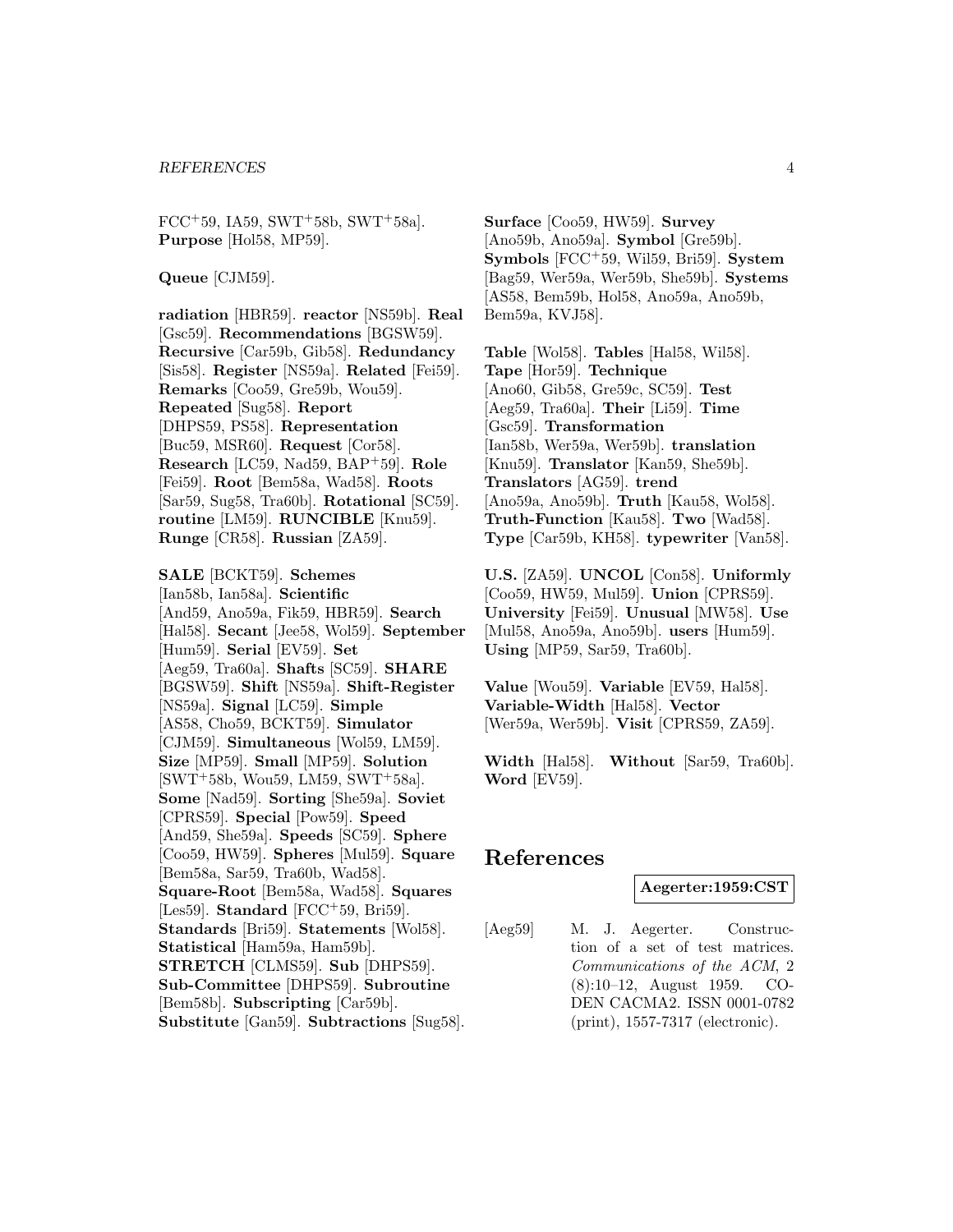FCC[+]59, IA59, SWT[+]58b, SWT[+]58a]. **Purpose** [Hol58, MP59].

**Queue** [CJM59].

**radiation** [HBR59]. **reactor** [NS59b]. **Real** [Gsc59]. **Recommendations** [BGSW59]. **Recursive** [Car59b, Gib58]. **Redundancy** [Sis58]. **Register** [NS59a]. **Related** [Fei59]. **Remarks** [Coo59, Gre59b, Wou59]. **Repeated** [Sug58]. **Report** [DHPS59, PS58]. **Representation** [Buc59, MSR60]. **Request** [Cor58]. **Research** [LC59, Nad59, BAP[+]59]. **Role** [Fei59]. **Root** [Bem58a, Wad58]. **Roots** [Sar59, Sug58, Tra60b]. **Rotational** [SC59]. **routine** [LM59]. **RUNCIBLE** [Knu59]. **Runge** [CR58]. **Russian** [ZA59].

**SALE** [BCKT59]. **Schemes** [Ian58b, Ian58a]. **Scientific** [And59, Ano59a, Fik59, HBR59]. **Search** [Hal58]. **Secant** [Jee58, Wol59]. **September** [Hum59]. **Serial** [EV59]. **Set** [Aeg59, Tra60a]. **Shafts** [SC59]. **SHARE** [BGSW59]. **Shift** [NS59a]. **Shift-Register** [NS59a]. **Signal** [LC59]. **Simple** [AS58, Cho59, BCKT59]. **Simulator** [CJM59]. **Simultaneous** [Wol59, LM59]. **Size** [MP59]. **Small** [MP59]. **Solution** [SWT[+]58b, Wou59, LM59, SWT[+]58a]. **Some** [Nad59]. **Sorting** [She59a]. **Soviet** [CPRS59]. **Special** [Pow59]. **Speed** [And59, She59a]. **Speeds** [SC59]. **Sphere** [Coo59, HW59]. **Spheres** [Mul59]. **Square** [Bem58a, Sar59, Tra60b, Wad58]. **Square-Root** [Bem58a, Wad58]. **Squares** [Les59]. **Standard** [FCC[+]59, Bri59]. **Standards** [Bri59]. **Statements** [Wol58]. **Statistical** [Ham59a, Ham59b]. **STRETCH** [CLMS59]. **Sub** [DHPS59]. **Sub-Committee** [DHPS59]. **Subroutine** [Bem58b]. **Subscripting** [Car59b]. **Substitute** [Gan59]. **Subtractions** [Sug58].

**Surface** [Coo59, HW59]. **Survey** [Ano59b, Ano59a]. **Symbol** [Gre59b]. **Symbols** [FCC[+]59, Wil59, Bri59]. **System** [Bag59, Wer59a, Wer59b, She59b]. **Systems** [AS58, Bem59b, Hol58, Ano59a, Ano59b, Bem59a, KVJ58].

**Table** [Wol58]. **Tables** [Hal58, Wil58]. **Tape** [Hor59]. **Technique** [Ano60, Gib58, Gre59c, SC59]. **Test** [Aeg59, Tra60a]. **Their** [Li59]. **Time** [Gsc59]. **Transformation** [Ian58b, Wer59a, Wer59b]. **translation** [Knu59]. **Translator** [Kan59, She59b]. **Translators** [AG59]. **trend** [Ano59a, Ano59b]. **Truth** [Kau58, Wol58]. **Truth-Function** [Kau58]. **Two** [Wad58]. **Type** [Car59b, KH58]. **typewriter** [Van58].

**U.S.** [ZA59]. **UNCOL** [Con58]. **Uniformly** [Coo59, HW59, Mul59]. **Union** [CPRS59]. **University** [Fei59]. **Unusual** [MW58]. **Use** [Mul58, Ano59a, Ano59b]. **users** [Hum59]. **Using** [MP59, Sar59, Tra60b].

**Value** [Wou59]. **Variable** [EV59, Hal58]. **Variable-Width** [Hal58]. **Vector** [Wer59a, Wer59b]. **Visit** [CPRS59, ZA59].

**Width** [Hal58]. **Without** [Sar59, Tra60b]. **Word** [EV59].

# References

**Aegerter:1959:CST**

[Aeg59] M. J. Aegerter. Construction of a set of test matrices. *Communications of the ACM*, 2 (8):10–12, August 1959. CODEN CACMA2. ISSN 0001-0782 (print), 1557-7317 (electronic).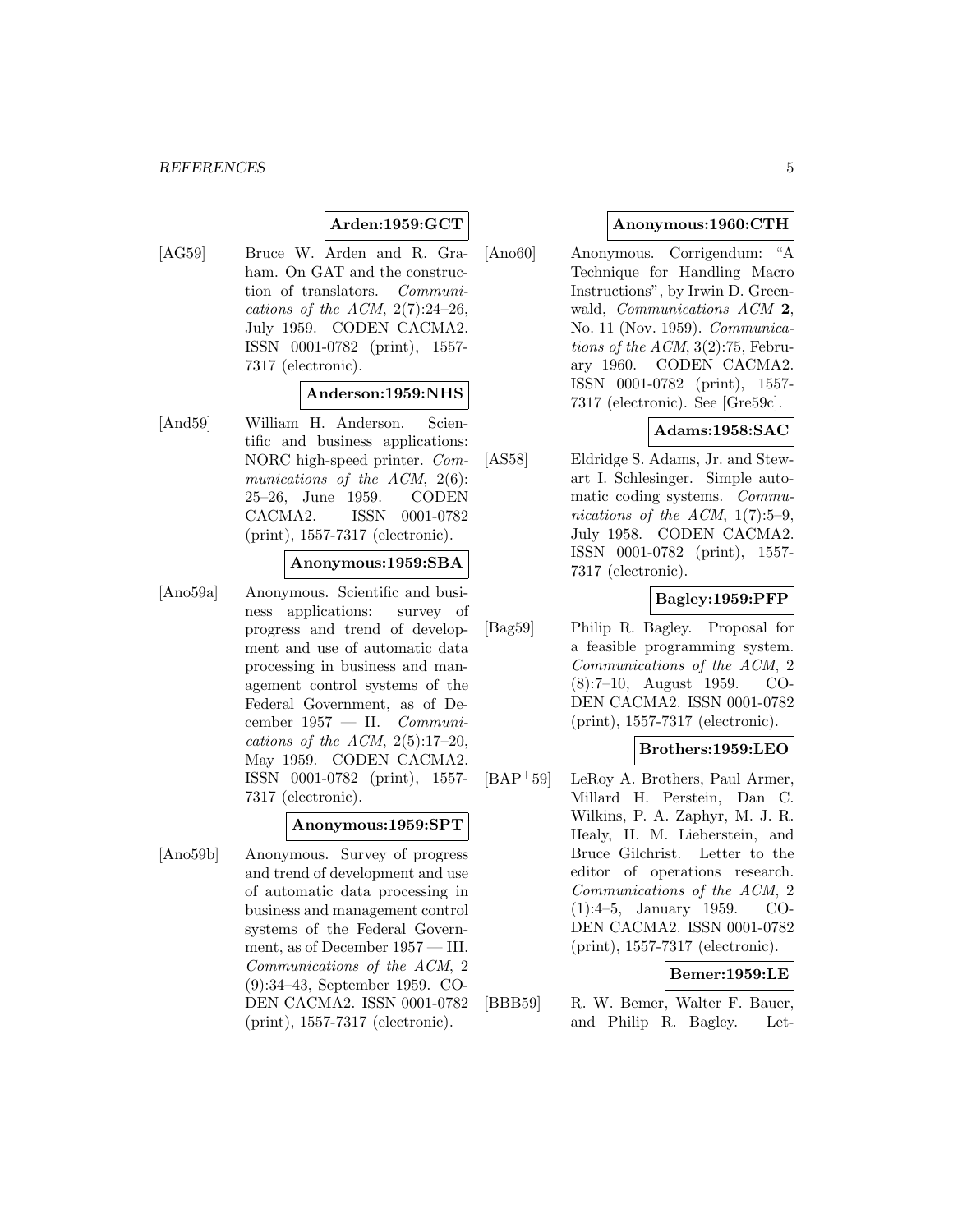**Arden:1959:GCT**

[AG59] Bruce W. Arden and R. Graham. On GAT and the construction of translators. *Communications of the ACM*, 2(7):24–26, July 1959. CODEN CACMA2. ISSN 0001-0782 (print), 1557-7317 (electronic).

**Anderson:1959:NHS**

[And59] William H. Anderson. Scientific and business applications: NORC high-speed printer. *Communications of the ACM*, 2(6): 25–26, June 1959. CODEN CACMA2. ISSN 0001-0782 (print), 1557-7317 (electronic).

**Anonymous:1959:SBA**

[Ano59a] Anonymous. Scientific and business applications: survey of progress and trend of development and use of automatic data processing in business and management control systems of the Federal Government, as of December 1957 — II. *Communications of the ACM*, 2(5):17–20, May 1959. CODEN CACMA2. ISSN 0001-0782 (print), 1557-7317 (electronic).

**Anonymous:1959:SPT**

[Ano59b] Anonymous. Survey of progress and trend of development and use of automatic data processing in business and management control systems of the Federal Government, as of December 1957 — III. *Communications of the ACM*, 2 (9):34–43, September 1959. CODEN CACMA2. ISSN 0001-0782 (print), 1557-7317 (electronic).

**Anonymous:1960:CTH**

[Ano60] Anonymous. Corrigendum: "A Technique for Handling Macro Instructions", by Irwin D. Greenwald, *Communications ACM* **2**, No. 11 (Nov. 1959). *Communications of the ACM*, 3(2):75, February 1960. CODEN CACMA2. ISSN 0001-0782 (print), 1557-7317 (electronic). See [Gre59c].

**Adams:1958:SAC**

[AS58] Eldridge S. Adams, Jr. and Stewart I. Schlesinger. Simple automatic coding systems. *Communications of the ACM*, 1(7):5–9, July 1958. CODEN CACMA2. ISSN 0001-0782 (print), 1557-7317 (electronic).

**Bagley:1959:PFP**

[Bag59] Philip R. Bagley. Proposal for a feasible programming system. *Communications of the ACM*, 2 (8):7–10, August 1959. CODEN CACMA2. ISSN 0001-0782 (print), 1557-7317 (electronic).

**Brothers:1959:LEO**

[BAP+59] LeRoy A. Brothers, Paul Armer, Millard H. Perstein, Dan C. Wilkins, P. A. Zaphyr, M. J. R. Healy, H. M. Lieberstein, and Bruce Gilchrist. Letter to the editor of operations research. *Communications of the ACM*, 2 (1):4–5, January 1959. CODEN CACMA2. ISSN 0001-0782 (print), 1557-7317 (electronic).

**Bemer:1959:LE**

[BBB59] R. W. Bemer, Walter F. Bauer, and Philip R. Bagley. Let-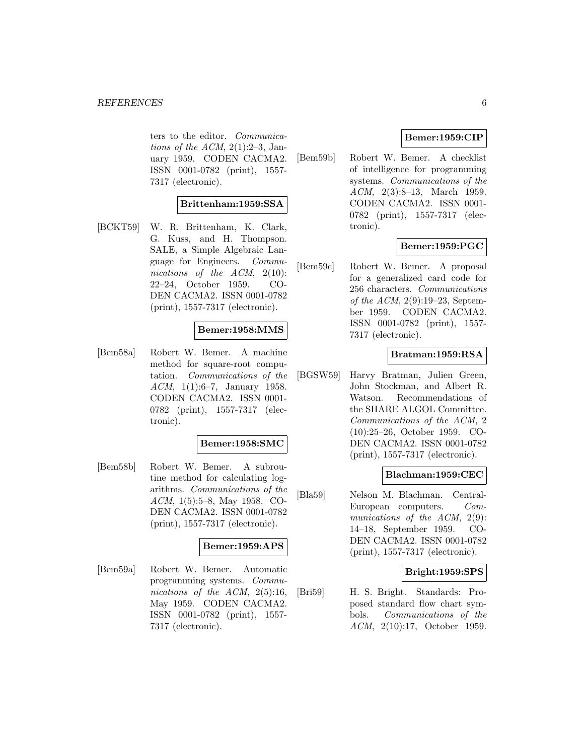ters to the editor. *Communications of the ACM*, 2(1):2–3, January 1959. CODEN CACMA2. ISSN 0001-0782 (print), 1557-7317 (electronic).

**Brittenham:1959:SSA**

[BCKT59] W. R. Brittenham, K. Clark, G. Kuss, and H. Thompson. SALE, a Simple Algebraic Language for Engineers. *Communications of the ACM*, 2(10): 22–24, October 1959. CODEN CACMA2. ISSN 0001-0782 (print), 1557-7317 (electronic).

**Bemer:1958:MMS**

[Bem58a] Robert W. Bemer. A machine method for square-root computation. *Communications of the ACM*, 1(1):6–7, January 1958. CODEN CACMA2. ISSN 0001-0782 (print), 1557-7317 (electronic).

**Bemer:1958:SMC**

[Bem58b] Robert W. Bemer. A subroutine method for calculating logarithms. *Communications of the ACM*, 1(5):5–8, May 1958. CODEN CACMA2. ISSN 0001-0782 (print), 1557-7317 (electronic).

**Bemer:1959:APS**

[Bem59a] Robert W. Bemer. Automatic programming systems. *Communications of the ACM*, 2(5):16, May 1959. CODEN CACMA2. ISSN 0001-0782 (print), 1557-7317 (electronic).

**Bemer:1959:CIP**

[Bem59b] Robert W. Bemer. A checklist of intelligence for programming systems. *Communications of the ACM*, 2(3):8–13, March 1959. CODEN CACMA2. ISSN 0001-0782 (print), 1557-7317 (electronic).

**Bemer:1959:PGC**

[Bem59c] Robert W. Bemer. A proposal for a generalized card code for 256 characters. *Communications of the ACM*, 2(9):19–23, September 1959. CODEN CACMA2. ISSN 0001-0782 (print), 1557-7317 (electronic).

**Bratman:1959:RSA**

[BGSW59] Harvy Bratman, Julien Green, John Stockman, and Albert R. Watson. Recommendations of the SHARE ALGOL Committee. *Communications of the ACM*, 2 (10):25–26, October 1959. CODEN CACMA2. ISSN 0001-0782 (print), 1557-7317 (electronic).

**Blachman:1959:CEC**

[Bla59] Nelson M. Blachman. Central-European computers. *Communications of the ACM*, 2(9): 14–18, September 1959. CODEN CACMA2. ISSN 0001-0782 (print), 1557-7317 (electronic).

**Bright:1959:SPS**

[Bri59] H. S. Bright. Standards: Proposed standard flow chart symbols. *Communications of the ACM*, 2(10):17, October 1959.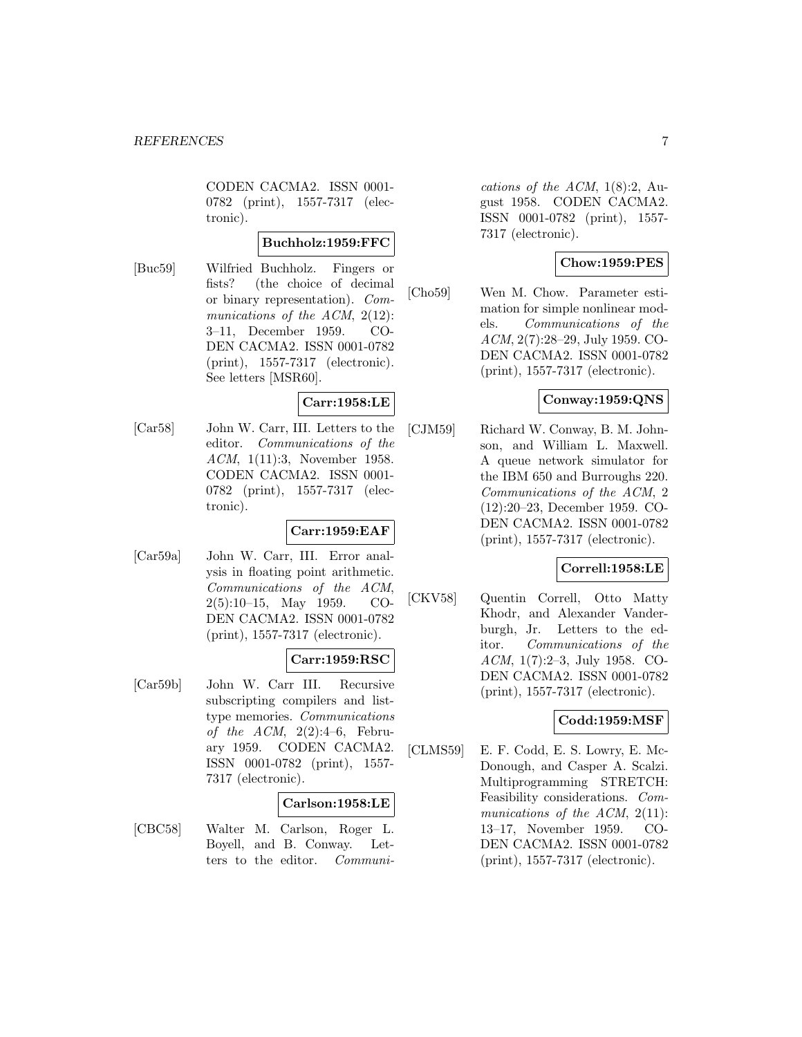CODEN CACMA2. ISSN 0001-0782 (print), 1557-7317 (electronic).

**Buchholz:1959:FFC**

[Buc59] Wilfried Buchholz. Fingers or fists? (the choice of decimal or binary representation). *Communications of the ACM*, 2(12): 3–11, December 1959. CODEN CACMA2. ISSN 0001-0782 (print), 1557-7317 (electronic). See letters [MSR60].

**Carr:1958:LE**

[Car58] John W. Carr, III. Letters to the editor. *Communications of the ACM*, 1(11):3, November 1958. CODEN CACMA2. ISSN 0001-0782 (print), 1557-7317 (electronic).

**Carr:1959:EAF**

[Car59a] John W. Carr, III. Error analysis in floating point arithmetic. *Communications of the ACM*, 2(5):10–15, May 1959. CODEN CACMA2. ISSN 0001-0782 (print), 1557-7317 (electronic).

**Carr:1959:RSC**

[Car59b] John W. Carr III. Recursive subscripting compilers and list-type memories. *Communications of the ACM*, 2(2):4–6, February 1959. CODEN CACMA2. ISSN 0001-0782 (print), 1557-7317 (electronic).

**Carlson:1958:LE**

[CBC58] Walter M. Carlson, Roger L. Boyell, and B. Conway. Letters to the editor. *Communications of the ACM*, 1(8):2, August 1958. CODEN CACMA2. ISSN 0001-0782 (print), 1557-7317 (electronic).

**Chow:1959:PES**

[Cho59] Wen M. Chow. Parameter estimation for simple nonlinear models. *Communications of the ACM*, 2(7):28–29, July 1959. CODEN CACMA2. ISSN 0001-0782 (print), 1557-7317 (electronic).

**Conway:1959:QNS**

[CJM59] Richard W. Conway, B. M. Johnson, and William L. Maxwell. A queue network simulator for the IBM 650 and Burroughs 220. *Communications of the ACM*, 2 (12):20–23, December 1959. CODEN CACMA2. ISSN 0001-0782 (print), 1557-7317 (electronic).

**Correll:1958:LE**

[CKV58] Quentin Correll, Otto Matty Khodr, and Alexander Vanderburgh, Jr. Letters to the editor. *Communications of the ACM*, 1(7):2–3, July 1958. CODEN CACMA2. ISSN 0001-0782 (print), 1557-7317 (electronic).

**Codd:1959:MSF**

[CLMS59] E. F. Codd, E. S. Lowry, E. McDonough, and Casper A. Scalzi. Multiprogramming STRETCH: Feasibility considerations. *Communications of the ACM*, 2(11): 13–17, November 1959. CODEN CACMA2. ISSN 0001-0782 (print), 1557-7317 (electronic).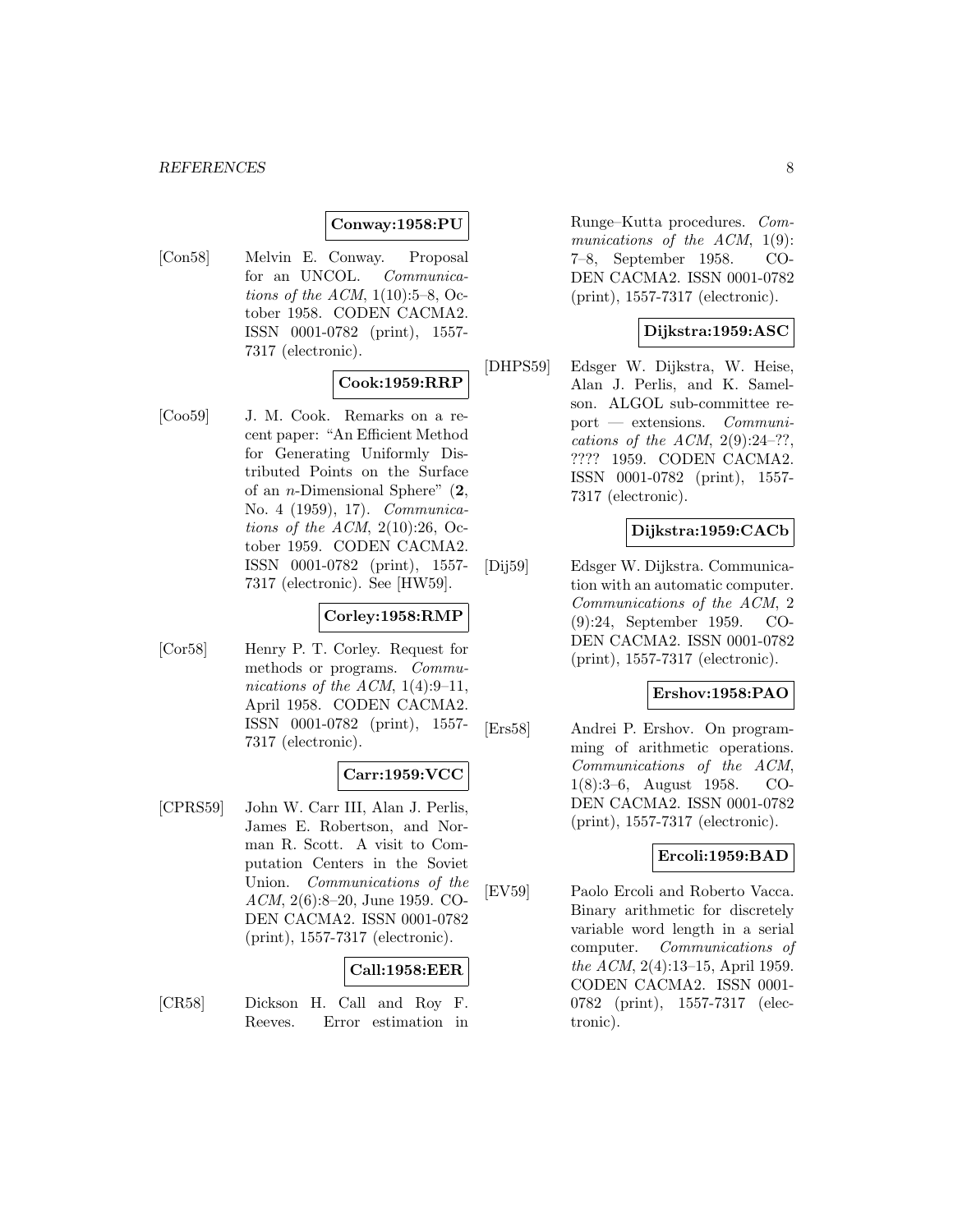**Conway:1958:PU**

[Con58] Melvin E. Conway. Proposal for an UNCOL. *Communications of the ACM*, 1(10):5–8, October 1958. CODEN CACMA2. ISSN 0001-0782 (print), 1557-7317 (electronic).

**Cook:1959:RRP**

[Coo59] J. M. Cook. Remarks on a recent paper: "An Efficient Method for Generating Uniformly Distributed Points on the Surface of an $n$-Dimensional Sphere" (**2**, No. 4 (1959), 17). *Communications of the ACM*, 2(10):26, October 1959. CODEN CACMA2. ISSN 0001-0782 (print), 1557-7317 (electronic). See [HW59].

**Corley:1958:RMP**

[Cor58] Henry P. T. Corley. Request for methods or programs. *Communications of the ACM*, 1(4):9–11, April 1958. CODEN CACMA2. ISSN 0001-0782 (print), 1557-7317 (electronic).

**Carr:1959:VCC**

[CPRS59] John W. Carr III, Alan J. Perlis, James E. Robertson, and Norman R. Scott. A visit to Computation Centers in the Soviet Union. *Communications of the ACM*, 2(6):8–20, June 1959. CODEN CACMA2. ISSN 0001-0782 (print), 1557-7317 (electronic).

**Call:1958:EER**

[CR58] Dickson H. Call and Roy F. Reeves. Error estimation in Runge–Kutta procedures. *Communications of the ACM*, 1(9): 7–8, September 1958. CODEN CACMA2. ISSN 0001-0782 (print), 1557-7317 (electronic).

**Dijkstra:1959:ASC**

[DHPS59] Edsger W. Dijkstra, W. Heise, Alan J. Perlis, and K. Samelson. ALGOL sub-committee report — extensions. *Communications of the ACM*, 2(9):24–??, ???? 1959. CODEN CACMA2. ISSN 0001-0782 (print), 1557-7317 (electronic).

**Dijkstra:1959:CACb**

[Dij59] Edsger W. Dijkstra. Communication with an automatic computer. *Communications of the ACM*, 2 (9):24, September 1959. CODEN CACMA2. ISSN 0001-0782 (print), 1557-7317 (electronic).

**Ershov:1958:PAO**

[Ers58] Andrei P. Ershov. On programming of arithmetic operations. *Communications of the ACM*, 1(8):3–6, August 1958. CODEN CACMA2. ISSN 0001-0782 (print), 1557-7317 (electronic).

**Ercoli:1959:BAD**

[EV59] Paolo Ercoli and Roberto Vacca. Binary arithmetic for discretely variable word length in a serial computer. *Communications of the ACM*, 2(4):13–15, April 1959. CODEN CACMA2. ISSN 0001-0782 (print), 1557-7317 (electronic).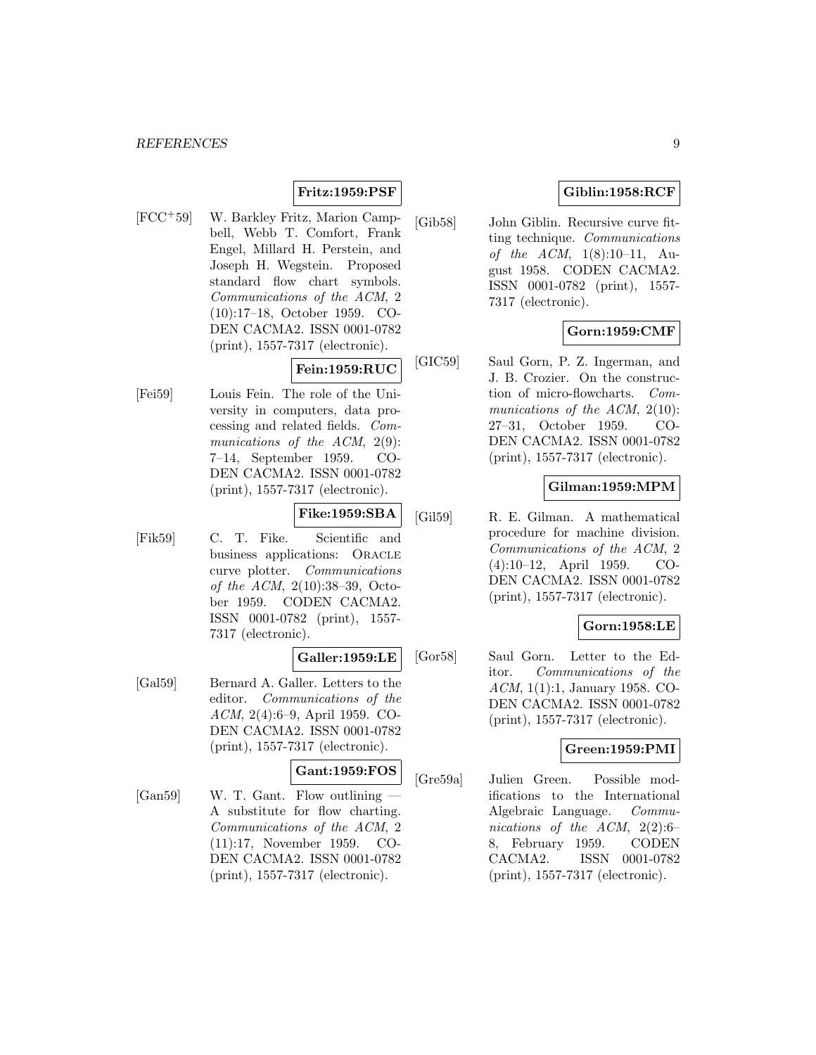**Fritz:1959:PSF**

[FCC+59] W. Barkley Fritz, Marion Campbell, Webb T. Comfort, Frank Engel, Millard H. Perstein, and Joseph H. Wegstein. Proposed standard flow chart symbols. *Communications of the ACM*, 2 (10):17–18, October 1959. CODEN CACMA2. ISSN 0001-0782 (print), 1557-7317 (electronic).

**Fein:1959:RUC**

[Fei59] Louis Fein. The role of the University in computers, data processing and related fields. *Communications of the ACM*, 2(9): 7–14, September 1959. CODEN CACMA2. ISSN 0001-0782 (print), 1557-7317 (electronic).

**Fike:1959:SBA**

[Fik59] C. T. Fike. Scientific and business applications: ORACLE curve plotter. *Communications of the ACM*, 2(10):38–39, October 1959. CODEN CACMA2. ISSN 0001-0782 (print), 1557-7317 (electronic).

**Galler:1959:LE**

[Gal59] Bernard A. Galler. Letters to the editor. *Communications of the ACM*, 2(4):6–9, April 1959. CODEN CACMA2. ISSN 0001-0782 (print), 1557-7317 (electronic).

**Gant:1959:FOS**

[Gan59] W. T. Gant. Flow outlining — A substitute for flow charting. *Communications of the ACM*, 2 (11):17, November 1959. CODEN CACMA2. ISSN 0001-0782 (print), 1557-7317 (electronic).

**Giblin:1958:RCF**

[Gib58] John Giblin. Recursive curve fitting technique. *Communications of the ACM*, 1(8):10–11, August 1958. CODEN CACMA2. ISSN 0001-0782 (print), 1557-7317 (electronic).

**Gorn:1959:CMF**

[GIC59] Saul Gorn, P. Z. Ingerman, and J. B. Crozier. On the construction of micro-flowcharts. *Communications of the ACM*, 2(10): 27–31, October 1959. CODEN CACMA2. ISSN 0001-0782 (print), 1557-7317 (electronic).

**Gilman:1959:MPM**

[Gil59] R. E. Gilman. A mathematical procedure for machine division. *Communications of the ACM*, 2 (4):10–12, April 1959. CODEN CACMA2. ISSN 0001-0782 (print), 1557-7317 (electronic).

**Gorn:1958:LE**

[Gor58] Saul Gorn. Letter to the Editor. *Communications of the ACM*, 1(1):1, January 1958. CODEN CACMA2. ISSN 0001-0782 (print), 1557-7317 (electronic).

**Green:1959:PMI**

[Gre59a] Julien Green. Possible modifications to the International Algebraic Language. *Communications of the ACM*, 2(2):6–8, February 1959. CODEN CACMA2. ISSN 0001-0782 (print), 1557-7317 (electronic).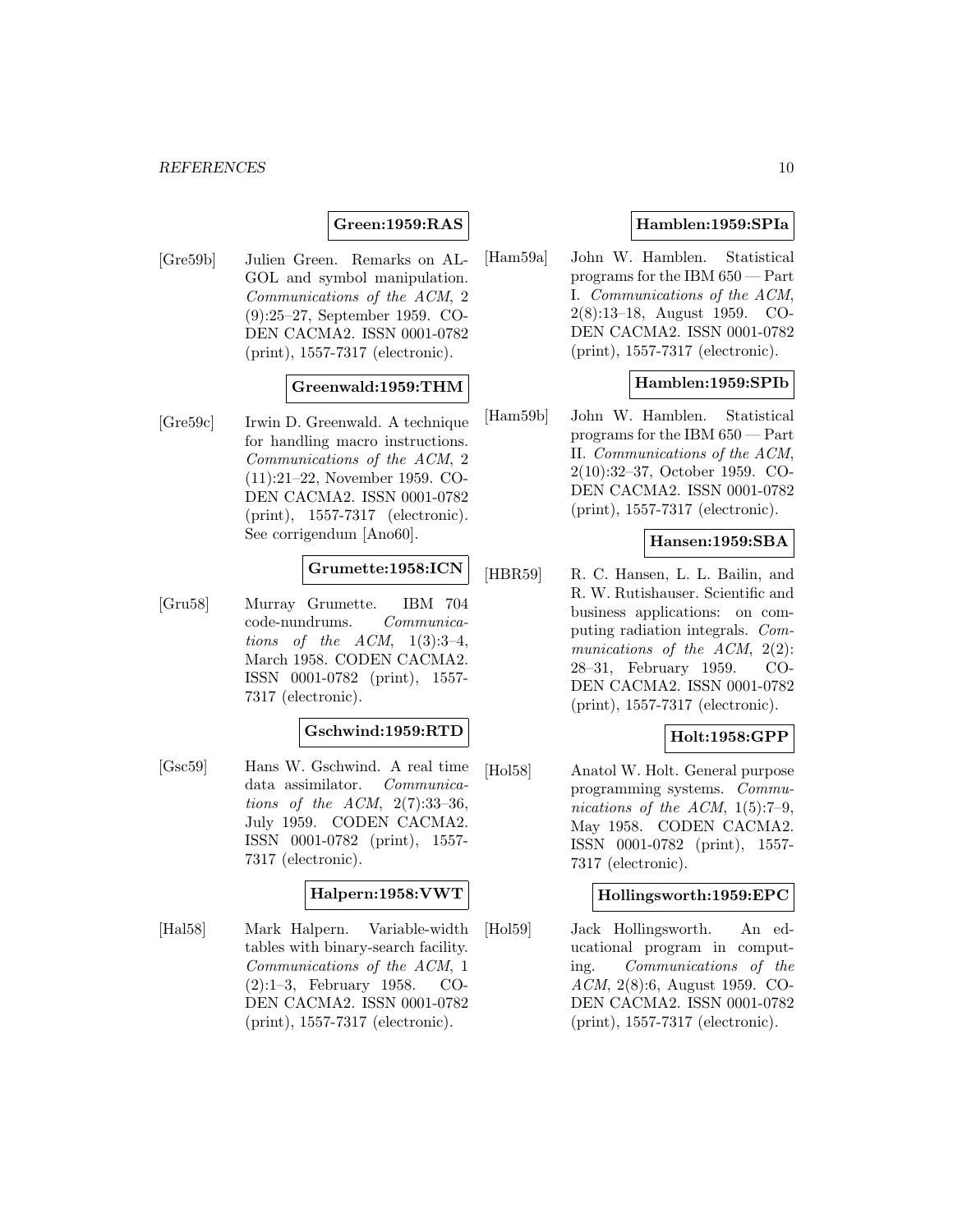**Green:1959:RAS**

[Gre59b] Julien Green. Remarks on ALGOL and symbol manipulation. *Communications of the ACM*, 2 (9):25–27, September 1959. CODEN CACMA2. ISSN 0001-0782 (print), 1557-7317 (electronic).

**Greenwald:1959:THM**

[Gre59c] Irwin D. Greenwald. A technique for handling macro instructions. *Communications of the ACM*, 2 (11):21–22, November 1959. CODEN CACMA2. ISSN 0001-0782 (print), 1557-7317 (electronic). See corrigendum [Ano60].

**Grumette:1958:ICN**

[Gru58] Murray Grumette. IBM 704 code-nundrums. *Communications of the ACM*, 1(3):3–4, March 1958. CODEN CACMA2. ISSN 0001-0782 (print), 1557-7317 (electronic).

**Gschwind:1959:RTD**

[Gsc59] Hans W. Gschwind. A real time data assimilator. *Communications of the ACM*, 2(7):33–36, July 1959. CODEN CACMA2. ISSN 0001-0782 (print), 1557-7317 (electronic).

**Halpern:1958:VWT**

[Hal58] Mark Halpern. Variable-width tables with binary-search facility. *Communications of the ACM*, 1 (2):1–3, February 1958. CODEN CACMA2. ISSN 0001-0782 (print), 1557-7317 (electronic).

**Hamblen:1959:SPIa**

[Ham59a] John W. Hamblen. Statistical programs for the IBM 650 — Part I. *Communications of the ACM*, 2(8):13–18, August 1959. CODEN CACMA2. ISSN 0001-0782 (print), 1557-7317 (electronic).

**Hamblen:1959:SPIb**

[Ham59b] John W. Hamblen. Statistical programs for the IBM 650 — Part II. *Communications of the ACM*, 2(10):32–37, October 1959. CODEN CACMA2. ISSN 0001-0782 (print), 1557-7317 (electronic).

**Hansen:1959:SBA**

[HBR59] R. C. Hansen, L. L. Bailin, and R. W. Rutishauser. Scientific and business applications: on computing radiation integrals. *Communications of the ACM*, 2(2): 28–31, February 1959. CODEN CACMA2. ISSN 0001-0782 (print), 1557-7317 (electronic).

**Holt:1958:GPP**

[Hol58] Anatol W. Holt. General purpose programming systems. *Communications of the ACM*, 1(5):7–9, May 1958. CODEN CACMA2. ISSN 0001-0782 (print), 1557-7317 (electronic).

**Hollingsworth:1959:EPC**

[Hol59] Jack Hollingsworth. An educational program in computing. *Communications of the ACM*, 2(8):6, August 1959. CODEN CACMA2. ISSN 0001-0782 (print), 1557-7317 (electronic).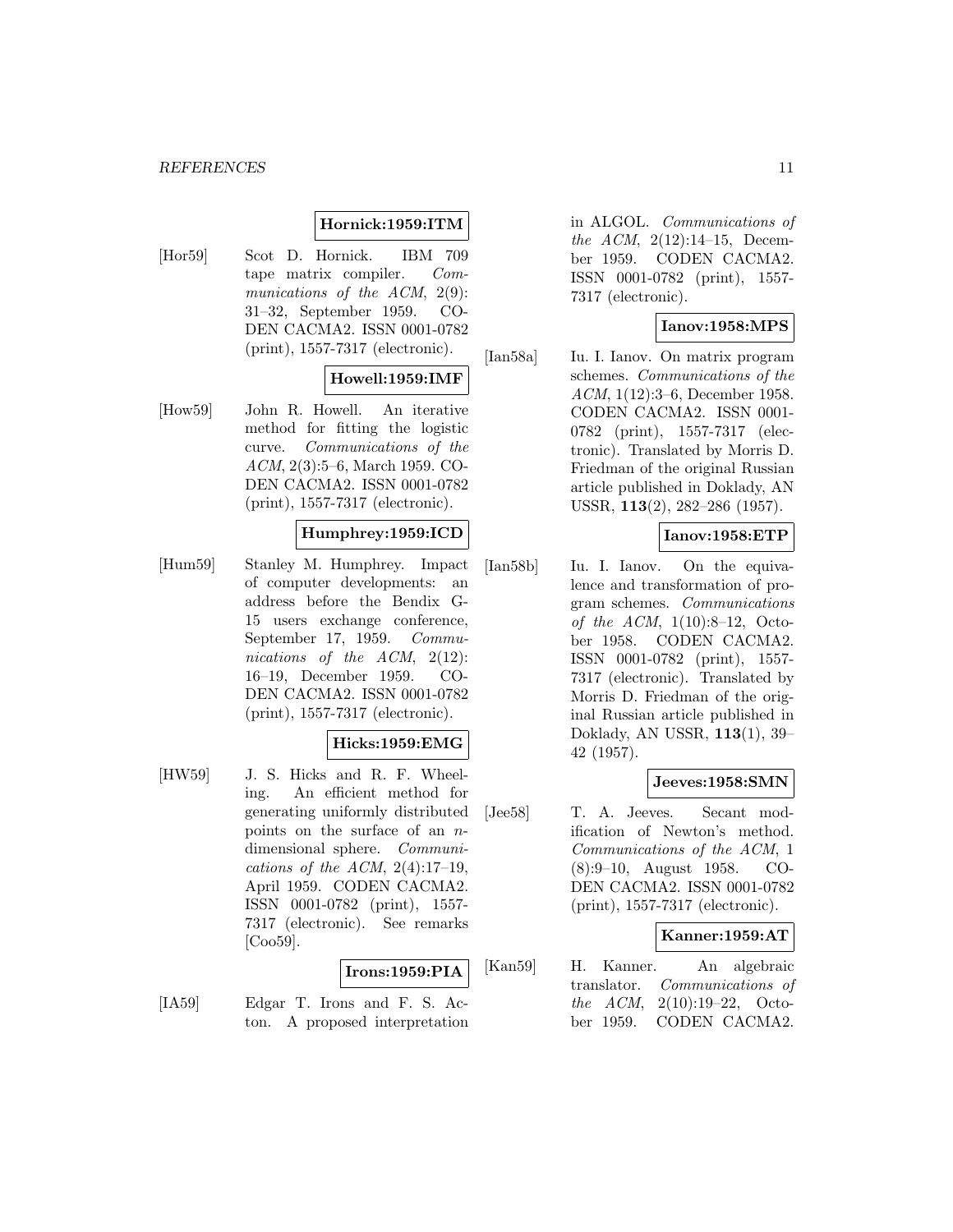**Hornick:1959:ITM**

[Hor59] Scot D. Hornick. IBM 709 tape matrix compiler. *Communications of the ACM*, 2(9): 31–32, September 1959. CODEN CACMA2. ISSN 0001-0782 (print), 1557-7317 (electronic).

**Howell:1959:IMF**

[How59] John R. Howell. An iterative method for fitting the logistic curve. *Communications of the ACM*, 2(3):5–6, March 1959. CODEN CACMA2. ISSN 0001-0782 (print), 1557-7317 (electronic).

**Humphrey:1959:ICD**

[Hum59] Stanley M. Humphrey. Impact of computer developments: an address before the Bendix G-15 users exchange conference, September 17, 1959. *Communications of the ACM*, 2(12): 16–19, December 1959. CODEN CACMA2. ISSN 0001-0782 (print), 1557-7317 (electronic).

**Hicks:1959:EMG**

[HW59] J. S. Hicks and R. F. Wheeling. An efficient method for generating uniformly distributed points on the surface of an $n$-dimensional sphere. *Communications of the ACM*, 2(4):17–19, April 1959. CODEN CACMA2. ISSN 0001-0782 (print), 1557-7317 (electronic). See remarks [Coo59].

**Irons:1959:PIA**

[IA59] Edgar T. Irons and F. S. Acton. A proposed interpretation in ALGOL. *Communications of the ACM*, 2(12):14–15, December 1959. CODEN CACMA2. ISSN 0001-0782 (print), 1557-7317 (electronic).

**Ianov:1958:MPS**

[Ian58a] Iu. I. Ianov. On matrix program schemes. *Communications of the ACM*, 1(12):3–6, December 1958. CODEN CACMA2. ISSN 0001-0782 (print), 1557-7317 (electronic). Translated by Morris D. Friedman of the original Russian article published in Doklady, AN USSR, **113**(2), 282–286 (1957).

**Ianov:1958:ETP**

[Ian58b] Iu. I. Ianov. On the equivalence and transformation of program schemes. *Communications of the ACM*, 1(10):8–12, October 1958. CODEN CACMA2. ISSN 0001-0782 (print), 1557-7317 (electronic). Translated by Morris D. Friedman of the original Russian article published in Doklady, AN USSR, **113**(1), 39–42 (1957).

**Jeeves:1958:SMN**

[Jee58] T. A. Jeeves. Secant modification of Newton's method. *Communications of the ACM*, 1 (8):9–10, August 1958. CODEN CACMA2. ISSN 0001-0782 (print), 1557-7317 (electronic).

**Kanner:1959:AT**

[Kan59] H. Kanner. An algebraic translator. *Communications of the ACM*, 2(10):19–22, October 1959. CODEN CACMA2.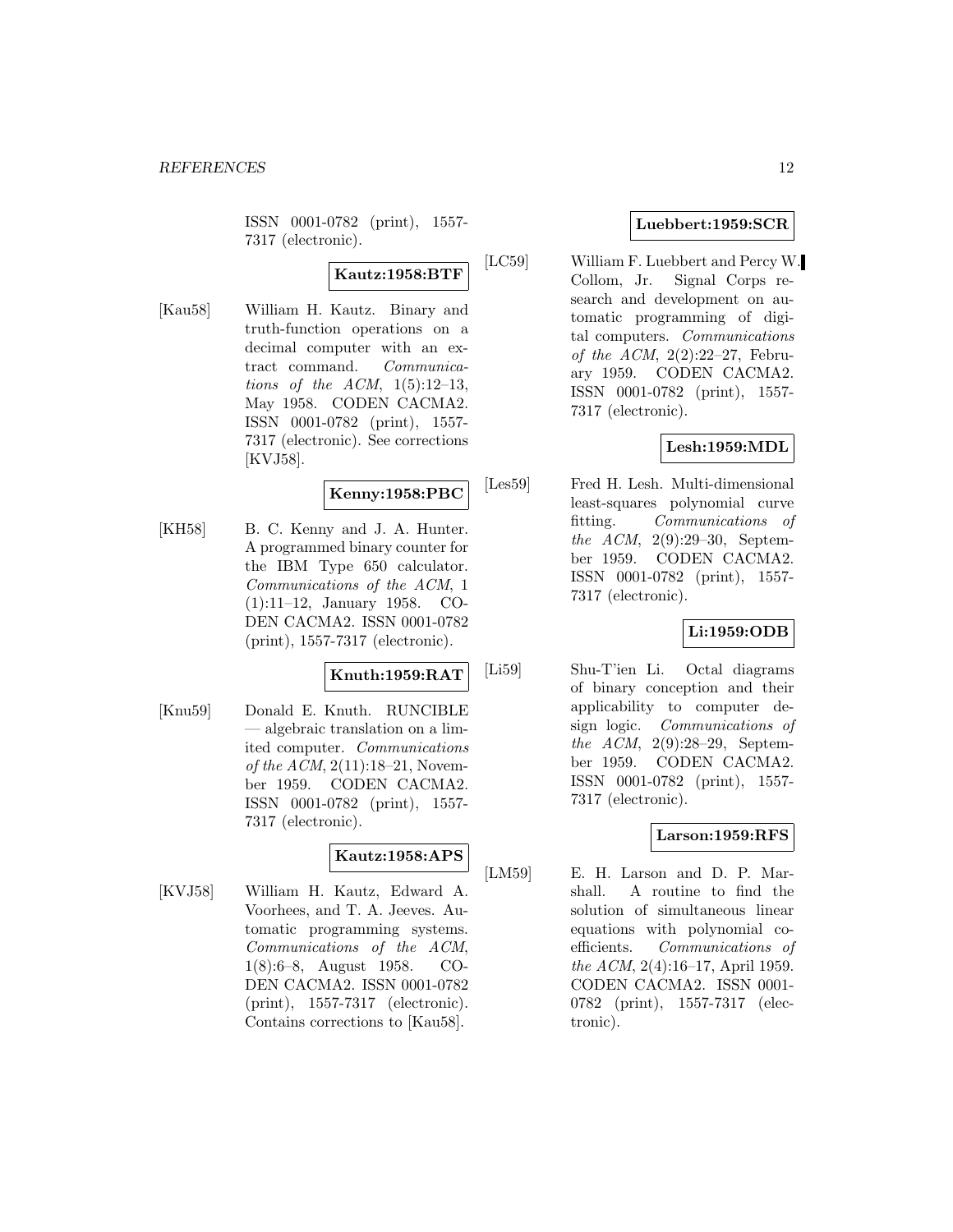ISSN 0001-0782 (print), 1557-7317 (electronic).

**Kautz:1958:BTF**

[Kau58] William H. Kautz. Binary and truth-function operations on a decimal computer with an extract command. *Communications of the ACM*, 1(5):12–13, May 1958. CODEN CACMA2. ISSN 0001-0782 (print), 1557-7317 (electronic). See corrections [KVJ58].

**Kenny:1958:PBC**

[KH58] B. C. Kenny and J. A. Hunter. A programmed binary counter for the IBM Type 650 calculator. *Communications of the ACM*, 1 (1):11–12, January 1958. CODEN CACMA2. ISSN 0001-0782 (print), 1557-7317 (electronic).

**Knuth:1959:RAT**

[Knu59] Donald E. Knuth. RUNCIBLE — algebraic translation on a limited computer. *Communications of the ACM*, 2(11):18–21, November 1959. CODEN CACMA2. ISSN 0001-0782 (print), 1557-7317 (electronic).

**Kautz:1958:APS**

[KVJ58] William H. Kautz, Edward A. Voorhees, and T. A. Jeeves. Automatic programming systems. *Communications of the ACM*, 1(8):6–8, August 1958. CODEN CACMA2. ISSN 0001-0782 (print), 1557-7317 (electronic). Contains corrections to [Kau58].

**Luebbert:1959:SCR**

[LC59] William F. Luebbert and Percy W. Collom, Jr. Signal Corps research and development on automatic programming of digital computers. *Communications of the ACM*, 2(2):22–27, February 1959. CODEN CACMA2. ISSN 0001-0782 (print), 1557-7317 (electronic).

**Lesh:1959:MDL**

[Les59] Fred H. Lesh. Multi-dimensional least-squares polynomial curve fitting. *Communications of the ACM*, 2(9):29–30, September 1959. CODEN CACMA2. ISSN 0001-0782 (print), 1557-7317 (electronic).

**Li:1959:ODB**

[Li59] Shu-T'ien Li. Octal diagrams of binary conception and their applicability to computer design logic. *Communications of the ACM*, 2(9):28–29, September 1959. CODEN CACMA2. ISSN 0001-0782 (print), 1557-7317 (electronic).

**Larson:1959:RFS**

[LM59] E. H. Larson and D. P. Marshall. A routine to find the solution of simultaneous linear equations with polynomial coefficients. *Communications of the ACM*, 2(4):16–17, April 1959. CODEN CACMA2. ISSN 0001-0782 (print), 1557-7317 (electronic).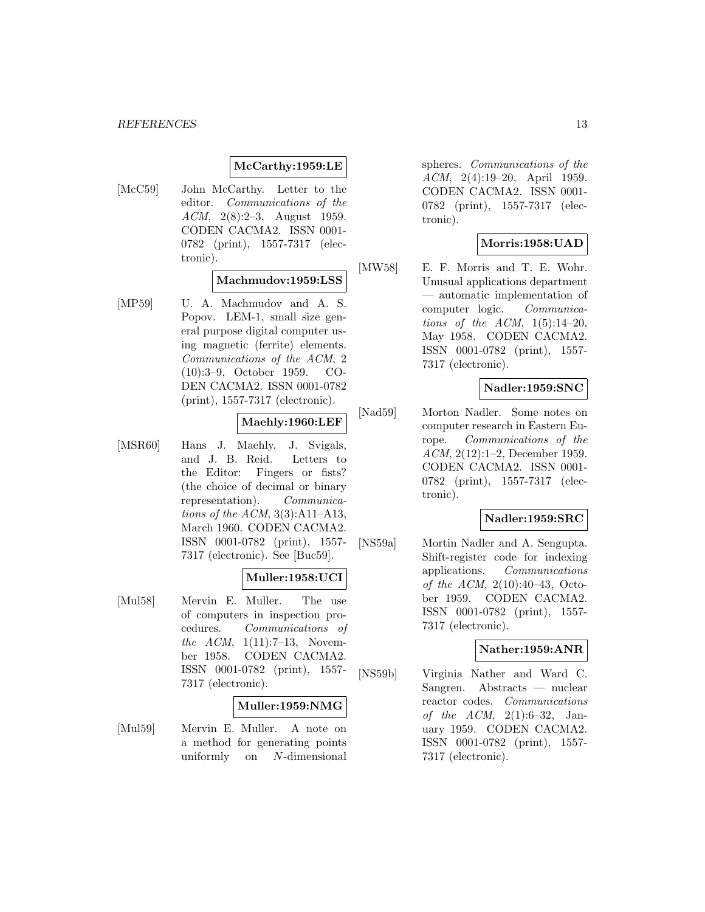**McCarthy:1959:LE**

[McC59] John McCarthy. Letter to the editor. *Communications of the ACM*, 2(8):2–3, August 1959. CODEN CACMA2. ISSN 0001-0782 (print), 1557-7317 (electronic).

**Machmudov:1959:LSS**

[MP59] U. A. Machmudov and A. S. Popov. LEM-1, small size general purpose digital computer using magnetic (ferrite) elements. *Communications of the ACM*, 2 (10):3–9, October 1959. CODEN CACMA2. ISSN 0001-0782 (print), 1557-7317 (electronic).

**Maehly:1960:LEF**

[MSR60] Hans J. Maehly, J. Svigals, and J. B. Reid. Letters to the Editor: Fingers or fists? (the choice of decimal or binary representation). *Communications of the ACM*, 3(3):A11–A13, March 1960. CODEN CACMA2. ISSN 0001-0782 (print), 1557-7317 (electronic). See [Buc59].

**Muller:1958:UCI**

[Mul58] Mervin E. Muller. The use of computers in inspection procedures. *Communications of the ACM*, 1(11):7–13, November 1958. CODEN CACMA2. ISSN 0001-0782 (print), 1557-7317 (electronic).

**Muller:1959:NMG**

[Mul59] Mervin E. Muller. A note on a method for generating points uniformly on $N$-dimensional spheres. *Communications of the ACM*, 2(4):19–20, April 1959. CODEN CACMA2. ISSN 0001-0782 (print), 1557-7317 (electronic).

**Morris:1958:UAD**

[MW58] E. F. Morris and T. E. Wohr. Unusual applications department — automatic implementation of computer logic. *Communications of the ACM*, 1(5):14–20, May 1958. CODEN CACMA2. ISSN 0001-0782 (print), 1557-7317 (electronic).

**Nadler:1959:SNC**

[Nad59] Morton Nadler. Some notes on computer research in Eastern Europe. *Communications of the ACM*, 2(12):1–2, December 1959. CODEN CACMA2. ISSN 0001-0782 (print), 1557-7317 (electronic).

**Nadler:1959:SRC**

[NS59a] Mortin Nadler and A. Sengupta. Shift-register code for indexing applications. *Communications of the ACM*, 2(10):40–43, October 1959. CODEN CACMA2. ISSN 0001-0782 (print), 1557-7317 (electronic).

**Nather:1959:ANR**

[NS59b] Virginia Nather and Ward C. Sangren. Abstracts — nuclear reactor codes. *Communications of the ACM*, 2(1):6–32, January 1959. CODEN CACMA2. ISSN 0001-0782 (print), 1557-7317 (electronic).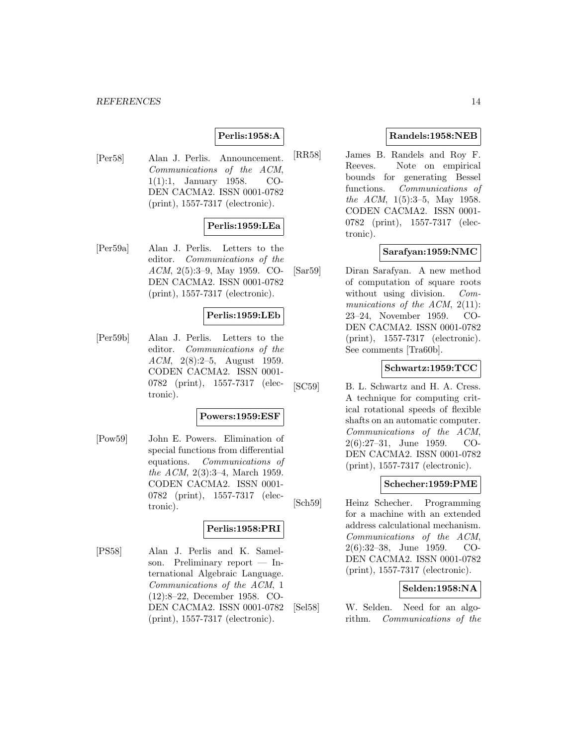**Perlis:1958:A**

[Per58] Alan J. Perlis. Announcement. *Communications of the ACM*, 1(1):1, January 1958. CODEN CACMA2. ISSN 0001-0782 (print), 1557-7317 (electronic).

**Perlis:1959:LEa**

[Per59a] Alan J. Perlis. Letters to the editor. *Communications of the ACM*, 2(5):3–9, May 1959. CODEN CACMA2. ISSN 0001-0782 (print), 1557-7317 (electronic).

**Perlis:1959:LEb**

[Per59b] Alan J. Perlis. Letters to the editor. *Communications of the ACM*, 2(8):2–5, August 1959. CODEN CACMA2. ISSN 0001-0782 (print), 1557-7317 (electronic).

**Powers:1959:ESF**

[Pow59] John E. Powers. Elimination of special functions from differential equations. *Communications of the ACM*, 2(3):3–4, March 1959. CODEN CACMA2. ISSN 0001-0782 (print), 1557-7317 (electronic).

**Perlis:1958:PRI**

[PS58] Alan J. Perlis and K. Samelson. Preliminary report — International Algebraic Language. *Communications of the ACM*, 1 (12):8–22, December 1958. CODEN CACMA2. ISSN 0001-0782 (print), 1557-7317 (electronic).

**Randels:1958:NEB**

[RR58] James B. Randels and Roy F. Reeves. Note on empirical bounds for generating Bessel functions. *Communications of the ACM*, 1(5):3–5, May 1958. CODEN CACMA2. ISSN 0001-0782 (print), 1557-7317 (electronic).

**Sarafyan:1959:NMC**

[Sar59] Diran Sarafyan. A new method of computation of square roots without using division. *Communications of the ACM*, 2(11): 23–24, November 1959. CODEN CACMA2. ISSN 0001-0782 (print), 1557-7317 (electronic). See comments [Tra60b].

**Schwartz:1959:TCC**

[SC59] B. L. Schwartz and H. A. Cress. A technique for computing critical rotational speeds of flexible shafts on an automatic computer. *Communications of the ACM*, 2(6):27–31, June 1959. CODEN CACMA2. ISSN 0001-0782 (print), 1557-7317 (electronic).

**Schecher:1959:PME**

[Sch59] Heinz Schecher. Programming for a machine with an extended address calculational mechanism. *Communications of the ACM*, 2(6):32–38, June 1959. CODEN CACMA2. ISSN 0001-0782 (print), 1557-7317 (electronic).

**Selden:1958:NA**

[Sel58] W. Selden. Need for an algorithm. *Communications of the*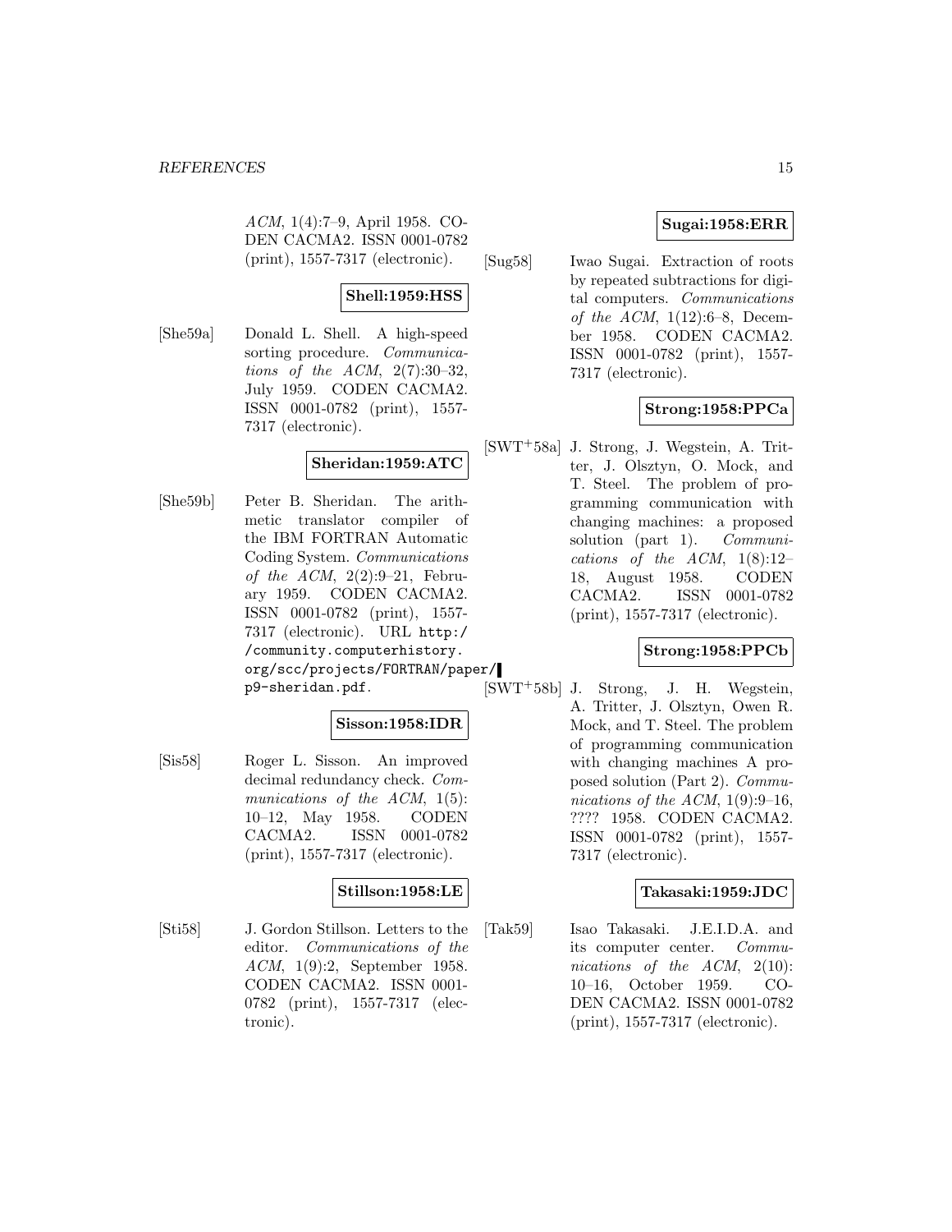*ACM*, 1(4):7–9, April 1958. CODEN CACMA2. ISSN 0001-0782 (print), 1557-7317 (electronic).

**Shell:1959:HSS**

[She59a] Donald L. Shell. A high-speed sorting procedure. *Communications of the ACM*, 2(7):30–32, July 1959. CODEN CACMA2. ISSN 0001-0782 (print), 1557-7317 (electronic).

**Sheridan:1959:ATC**

[She59b] Peter B. Sheridan. The arithmetic translator compiler of the IBM FORTRAN Automatic Coding System. *Communications of the ACM*, 2(2):9–21, February 1959. CODEN CACMA2. ISSN 0001-0782 (print), 1557-7317 (electronic). URL `http://community.computerhistory.org/scc/projects/FORTRAN/paper/p9-sheridan.pdf`.

**Sisson:1958:IDR**

[Sis58] Roger L. Sisson. An improved decimal redundancy check. *Communications of the ACM*, 1(5):10–12, May 1958. CODEN CACMA2. ISSN 0001-0782 (print), 1557-7317 (electronic).

**Stillson:1958:LE**

[Sti58] J. Gordon Stillson. Letters to the editor. *Communications of the ACM*, 1(9):2, September 1958. CODEN CACMA2. ISSN 0001-0782 (print), 1557-7317 (electronic).

**Sugai:1958:ERR**

[Sug58] Iwao Sugai. Extraction of roots by repeated subtractions for digital computers. *Communications of the ACM*, 1(12):6–8, December 1958. CODEN CACMA2. ISSN 0001-0782 (print), 1557-7317 (electronic).

**Strong:1958:PPCa**

[SWT+58a] J. Strong, J. Wegstein, A. Tritter, J. Olsztyn, O. Mock, and T. Steel. The problem of programming communication with changing machines: a proposed solution (part 1). *Communications of the ACM*, 1(8):12–18, August 1958. CODEN CACMA2. ISSN 0001-0782 (print), 1557-7317 (electronic).

**Strong:1958:PPCb**

[SWT+58b] J. Strong, J. H. Wegstein, A. Tritter, J. Olsztyn, Owen R. Mock, and T. Steel. The problem of programming communication with changing machines A proposed solution (Part 2). *Communications of the ACM*, 1(9):9–16, ???? 1958. CODEN CACMA2. ISSN 0001-0782 (print), 1557-7317 (electronic).

**Takasaki:1959:JDC**

[Tak59] Isao Takasaki. J.E.I.D.A. and its computer center. *Communications of the ACM*, 2(10):10–16, October 1959. CODEN CACMA2. ISSN 0001-0782 (print), 1557-7317 (electronic).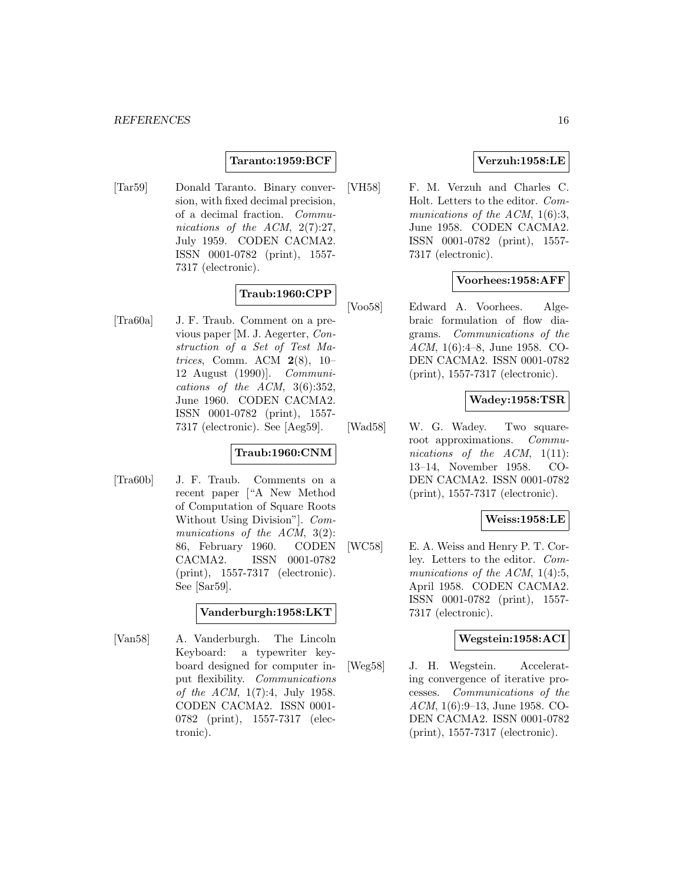**Taranto:1959:BCF**

[Tar59] Donald Taranto. Binary conversion, with fixed decimal precision, of a decimal fraction. *Communications of the ACM*, 2(7):27, July 1959. CODEN CACMA2. ISSN 0001-0782 (print), 1557-7317 (electronic).

**Traub:1960:CPP**

[Tra60a] J. F. Traub. Comment on a previous paper [M. J. Aegerter, *Construction of a Set of Test Matrices*, Comm. ACM **2**(8), 10–12 August (1990)]. *Communications of the ACM*, 3(6):352, June 1960. CODEN CACMA2. ISSN 0001-0782 (print), 1557-7317 (electronic). See [Aeg59].

**Traub:1960:CNM**

[Tra60b] J. F. Traub. Comments on a recent paper ["A New Method of Computation of Square Roots Without Using Division"]. *Communications of the ACM*, 3(2):86, February 1960. CODEN CACMA2. ISSN 0001-0782 (print), 1557-7317 (electronic). See [Sar59].

**Vanderburgh:1958:LKT**

[Van58] A. Vanderburgh. The Lincoln Keyboard: a typewriter keyboard designed for computer input flexibility. *Communications of the ACM*, 1(7):4, July 1958. CODEN CACMA2. ISSN 0001-0782 (print), 1557-7317 (electronic).

**Verzuh:1958:LE**

[VH58] F. M. Verzuh and Charles C. Holt. Letters to the editor. *Communications of the ACM*, 1(6):3, June 1958. CODEN CACMA2. ISSN 0001-0782 (print), 1557-7317 (electronic).

**Voorhees:1958:AFF**

[Voo58] Edward A. Voorhees. Algebraic formulation of flow diagrams. *Communications of the ACM*, 1(6):4–8, June 1958. CODEN CACMA2. ISSN 0001-0782 (print), 1557-7317 (electronic).

**Wadey:1958:TSR**

[Wad58] W. G. Wadey. Two square-root approximations. *Communications of the ACM*, 1(11):13–14, November 1958. CODEN CACMA2. ISSN 0001-0782 (print), 1557-7317 (electronic).

**Weiss:1958:LE**

[WC58] E. A. Weiss and Henry P. T. Corley. Letters to the editor. *Communications of the ACM*, 1(4):5, April 1958. CODEN CACMA2. ISSN 0001-0782 (print), 1557-7317 (electronic).

**Wegstein:1958:ACI**

[Weg58] J. H. Wegstein. Accelerating convergence of iterative processes. *Communications of the ACM*, 1(6):9–13, June 1958. CODEN CACMA2. ISSN 0001-0782 (print), 1557-7317 (electronic).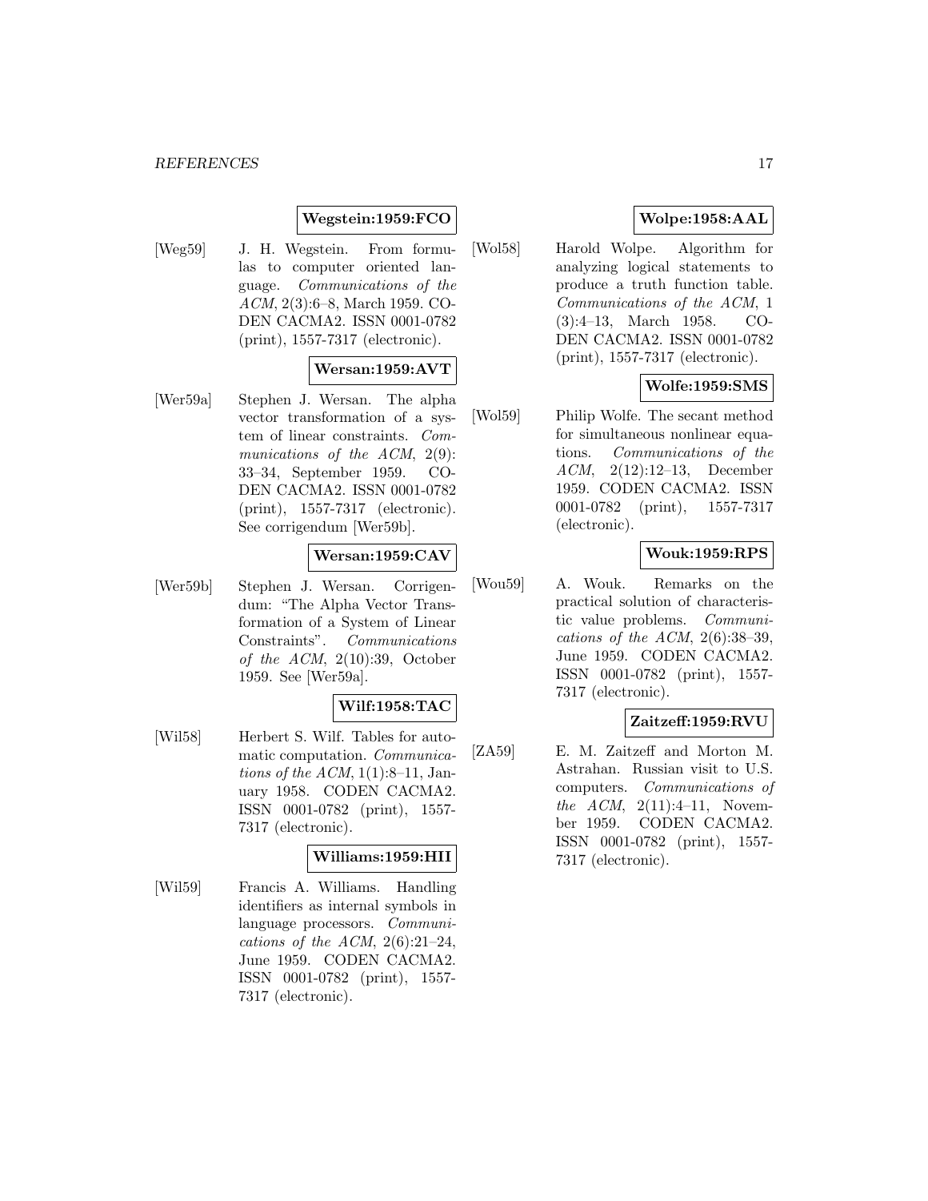**Wegstein:1959:FCO**

[Weg59] J. H. Wegstein. From formulas to computer oriented language. *Communications of the ACM*, 2(3):6–8, March 1959. CODEN CACMA2. ISSN 0001-0782 (print), 1557-7317 (electronic).

**Wersan:1959:AVT**

[Wer59a] Stephen J. Wersan. The alpha vector transformation of a system of linear constraints. *Communications of the ACM*, 2(9): 33–34, September 1959. CODEN CACMA2. ISSN 0001-0782 (print), 1557-7317 (electronic). See corrigendum [Wer59b].

**Wersan:1959:CAV**

[Wer59b] Stephen J. Wersan. Corrigendum: "The Alpha Vector Transformation of a System of Linear Constraints". *Communications of the ACM*, 2(10):39, October 1959. See [Wer59a].

**Wilf:1958:TAC**

[Wil58] Herbert S. Wilf. Tables for automatic computation. *Communications of the ACM*, 1(1):8–11, January 1958. CODEN CACMA2. ISSN 0001-0782 (print), 1557-7317 (electronic).

**Williams:1959:HII**

[Wil59] Francis A. Williams. Handling identifiers as internal symbols in language processors. *Communications of the ACM*, 2(6):21–24, June 1959. CODEN CACMA2. ISSN 0001-0782 (print), 1557-7317 (electronic).

**Wolpe:1958:AAL**

[Wol58] Harold Wolpe. Algorithm for analyzing logical statements to produce a truth function table. *Communications of the ACM*, 1 (3):4–13, March 1958. CODEN CACMA2. ISSN 0001-0782 (print), 1557-7317 (electronic).

**Wolfe:1959:SMS**

[Wol59] Philip Wolfe. The secant method for simultaneous nonlinear equations. *Communications of the ACM*, 2(12):12–13, December 1959. CODEN CACMA2. ISSN 0001-0782 (print), 1557-7317 (electronic).

**Wouk:1959:RPS**

[Wou59] A. Wouk. Remarks on the practical solution of characteristic value problems. *Communications of the ACM*, 2(6):38–39, June 1959. CODEN CACMA2. ISSN 0001-0782 (print), 1557-7317 (electronic).

**Zaitzeff:1959:RVU**

[ZA59] E. M. Zaitzeff and Morton M. Astrahan. Russian visit to U.S. computers. *Communications of the ACM*, 2(11):4–11, November 1959. CODEN CACMA2. ISSN 0001-0782 (print), 1557-7317 (electronic).